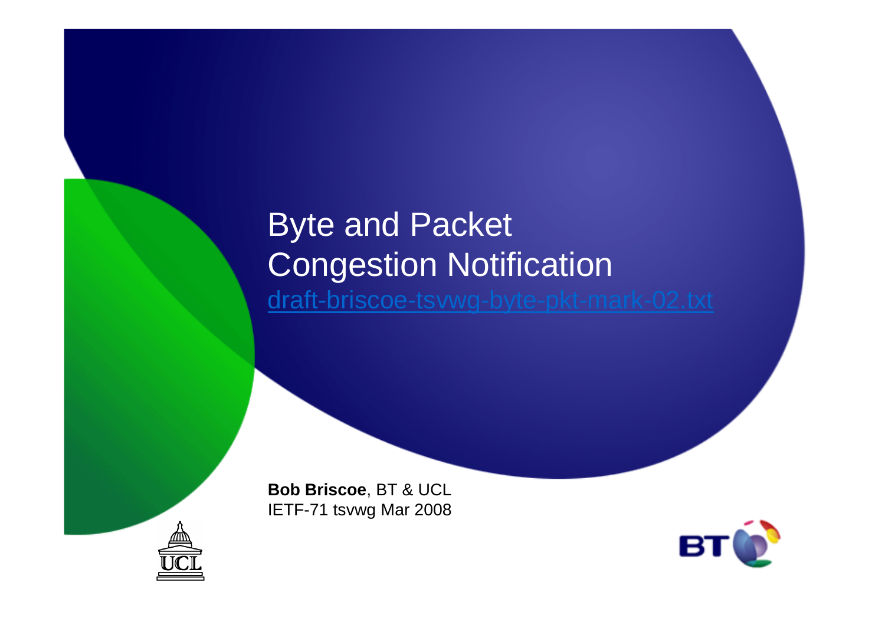# Byte and Packet Congestion Notification

draft-briscoe-tsvwg-byte-pkt-mark-02.txt

**Bob Briscoe**, BT & UCL
IETF-71 tsvwg Mar 2008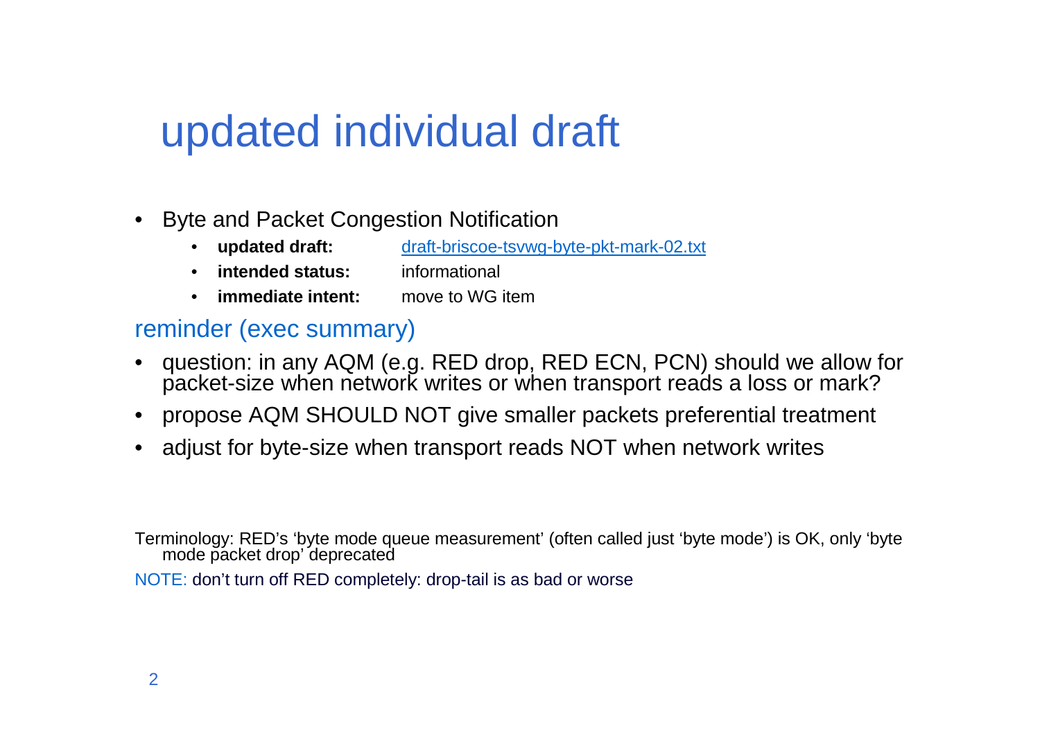# updated individual draft

- Byte and Packet Congestion Notification
  - **updated draft:** draft-briscoe-tsvwg-byte-pkt-mark-02.txt
  - **intended status:** informational
  - **immediate intent:** move to WG item

## reminder (exec summary)

- question: in any AQM (e.g. RED drop, RED ECN, PCN) should we allow for packet-size when network writes or when transport reads a loss or mark?
- propose AQM SHOULD NOT give smaller packets preferential treatment
- adjust for byte-size when transport reads NOT when network writes

Terminology: RED's 'byte mode queue measurement' (often called just 'byte mode') is OK, only 'byte mode packet drop' deprecated

NOTE: don't turn off RED completely: drop-tail is as bad or worse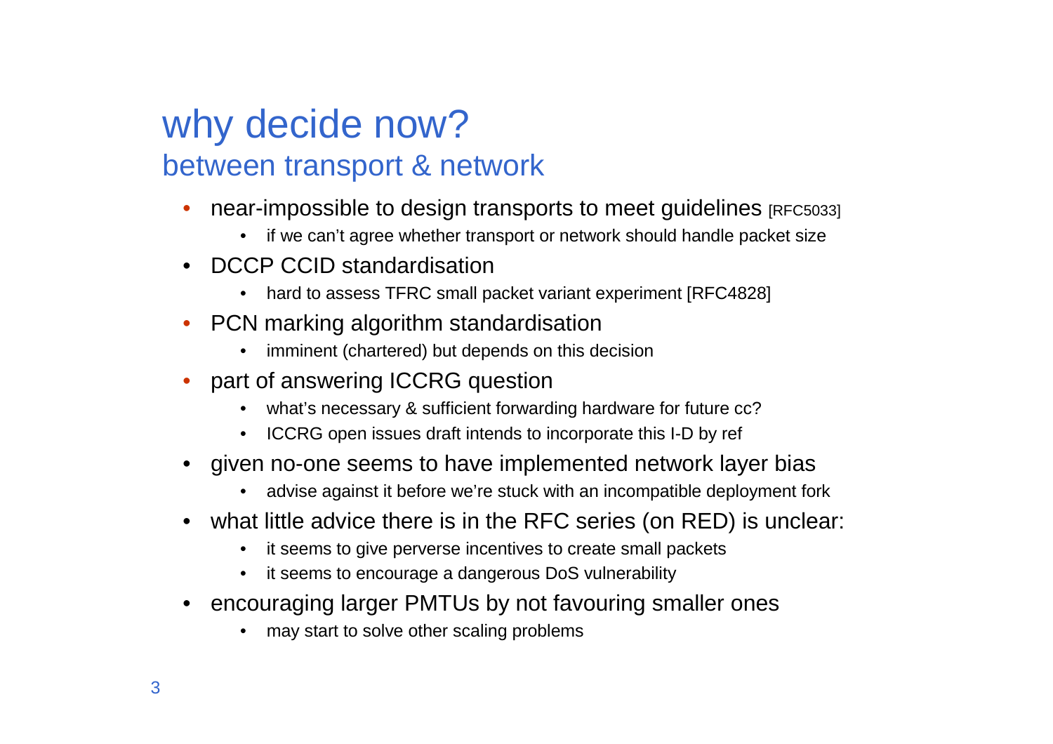# why decide now?

## between transport & network

- near-impossible to design transports to meet guidelines [RFC5033]
  - if we can't agree whether transport or network should handle packet size
- DCCP CCID standardisation
  - hard to assess TFRC small packet variant experiment [RFC4828]
- PCN marking algorithm standardisation
  - imminent (chartered) but depends on this decision
- part of answering ICCRG question
  - what's necessary & sufficient forwarding hardware for future cc?
  - ICCRG open issues draft intends to incorporate this I-D by ref
- given no-one seems to have implemented network layer bias
  - advise against it before we're stuck with an incompatible deployment fork
- what little advice there is in the RFC series (on RED) is unclear:
  - it seems to give perverse incentives to create small packets
  - it seems to encourage a dangerous DoS vulnerability
- encouraging larger PMTUs by not favouring smaller ones
  - may start to solve other scaling problems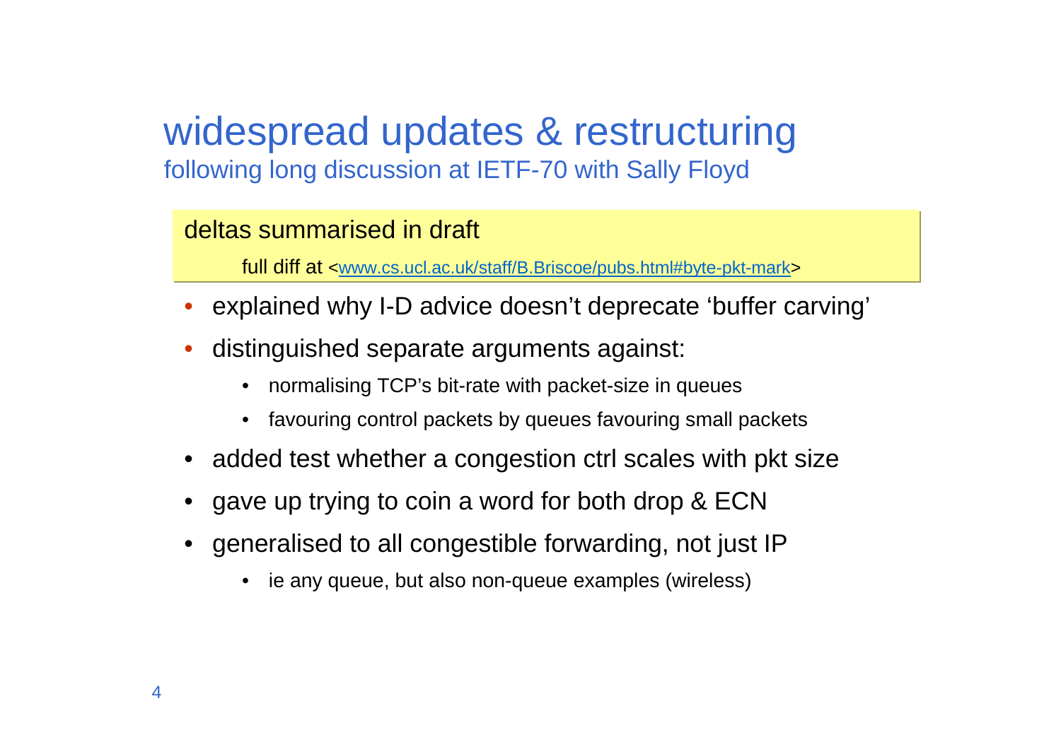# widespread updates & restructuring

## following long discussion at IETF-70 with Sally Floyd

deltas summarised in draft

full diff at <www.cs.ucl.ac.uk/staff/B.Briscoe/pubs.html#byte-pkt-mark>

- explained why I-D advice doesn't deprecate 'buffer carving'
- distinguished separate arguments against:
  - normalising TCP's bit-rate with packet-size in queues
  - favouring control packets by queues favouring small packets
- added test whether a congestion ctrl scales with pkt size
- gave up trying to coin a word for both drop & ECN
- generalised to all congestible forwarding, not just IP
  - ie any queue, but also non-queue examples (wireless)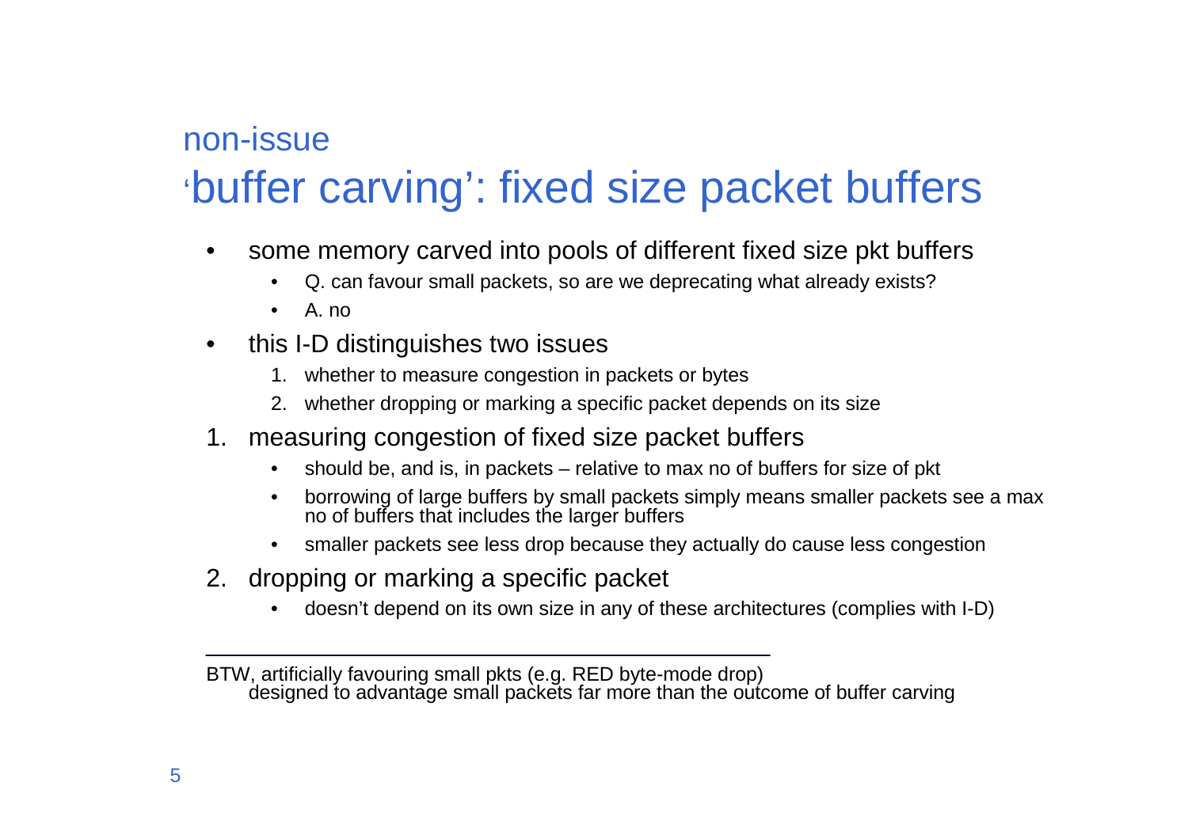## non-issue

# 'buffer carving': fixed size packet buffers

- some memory carved into pools of different fixed size pkt buffers
  - Q. can favour small packets, so are we deprecating what already exists?
  - A. no
- this I-D distinguishes two issues
  1. whether to measure congestion in packets or bytes
  2. whether dropping or marking a specific packet depends on its size

1. measuring congestion of fixed size packet buffers
   - should be, and is, in packets – relative to max no of buffers for size of pkt
   - borrowing of large buffers by small packets simply means smaller packets see a max no of buffers that includes the larger buffers
   - smaller packets see less drop because they actually do cause less congestion
2. dropping or marking a specific packet
   - doesn't depend on its own size in any of these architectures (complies with I-D)

---

BTW, artificially favouring small pkts (e.g. RED byte-mode drop)
designed to advantage small packets far more than the outcome of buffer carving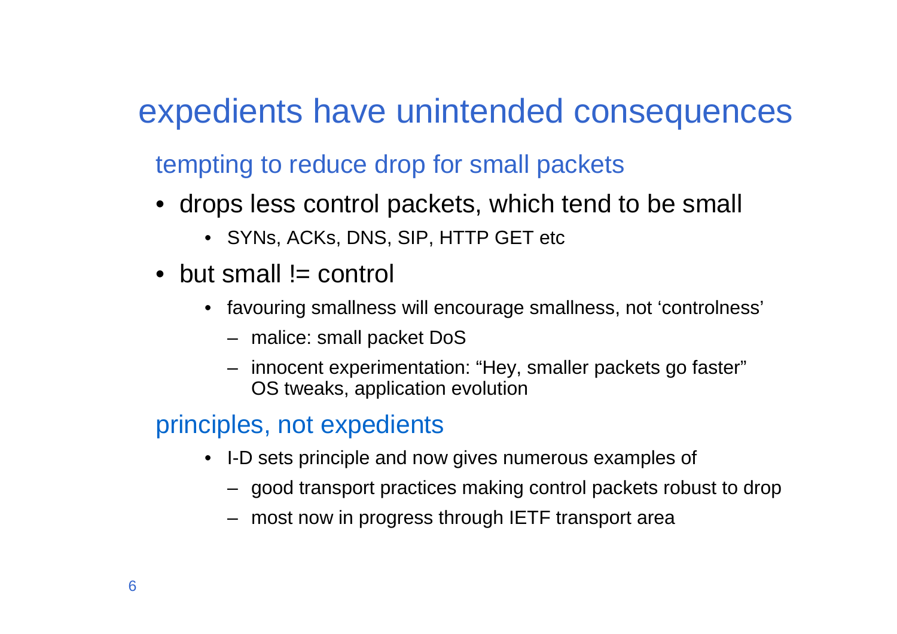# expedients have unintended consequences

## tempting to reduce drop for small packets

- drops less control packets, which tend to be small
  - SYNs, ACKs, DNS, SIP, HTTP GET etc
- but small != control
  - favouring smallness will encourage smallness, not ‘controlness’
    - malice: small packet DoS
    - innocent experimentation: “Hey, smaller packets go faster” OS tweaks, application evolution

## principles, not expedients

- I-D sets principle and now gives numerous examples of
  - good transport practices making control packets robust to drop
  - most now in progress through IETF transport area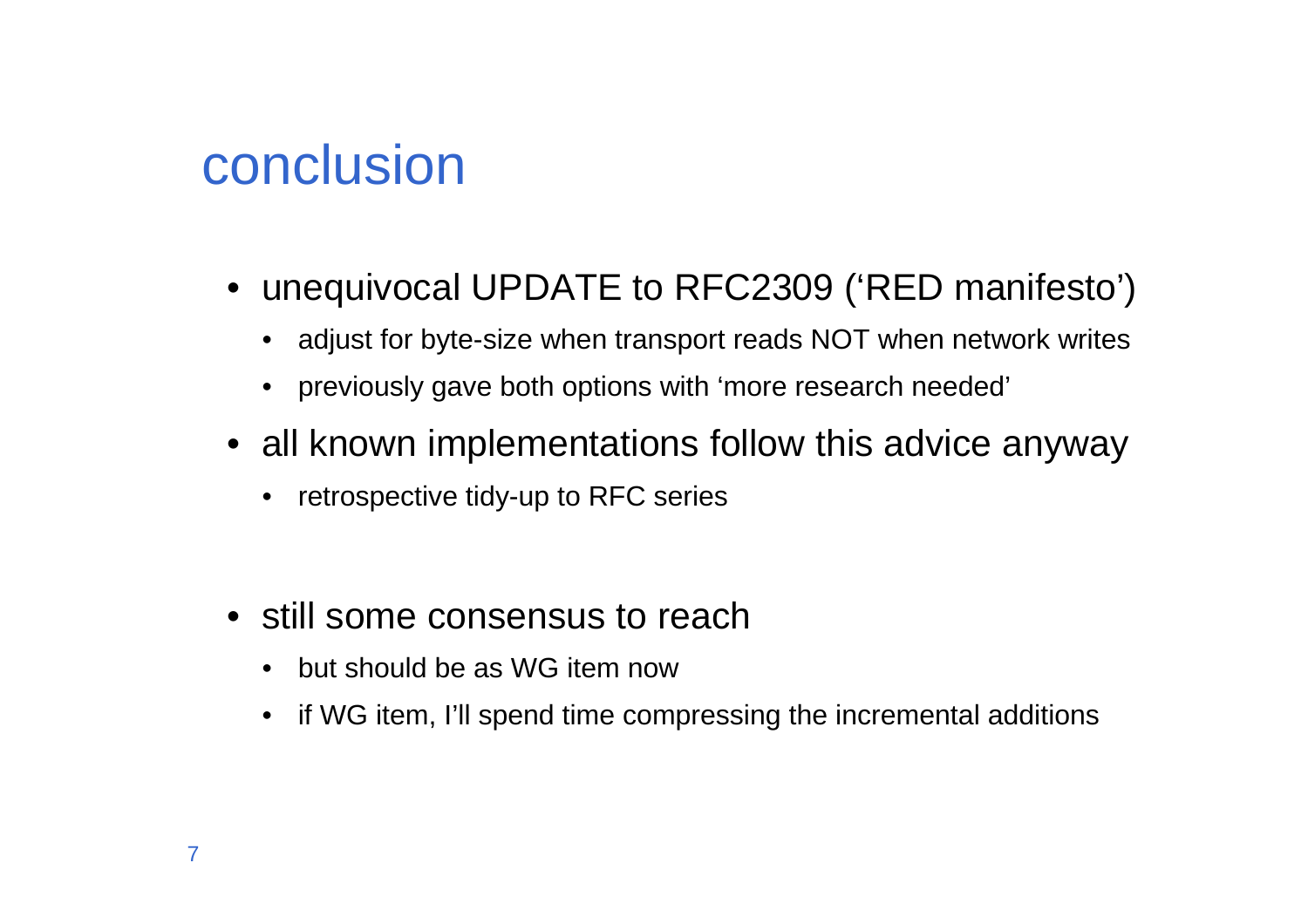# conclusion

- unequivocal UPDATE to RFC2309 (‘RED manifesto’)
  - adjust for byte-size when transport reads NOT when network writes
  - previously gave both options with ‘more research needed’
- all known implementations follow this advice anyway
  - retrospective tidy-up to RFC series
- still some consensus to reach
  - but should be as WG item now
  - if WG item, I’ll spend time compressing the incremental additions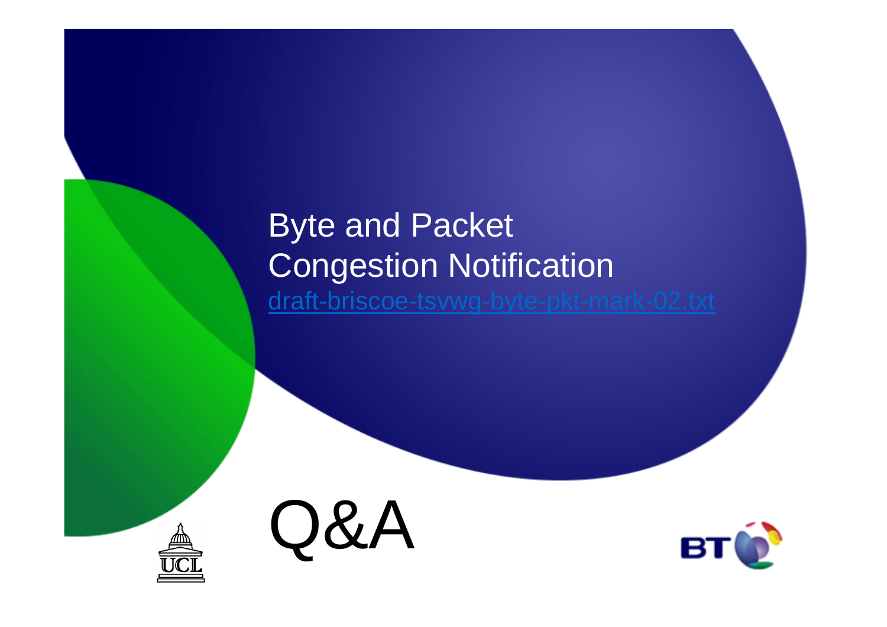# Byte and Packet Congestion Notification

draft-briscoe-tsvwg-byte-pkt-mark-02.txt

# Q&A